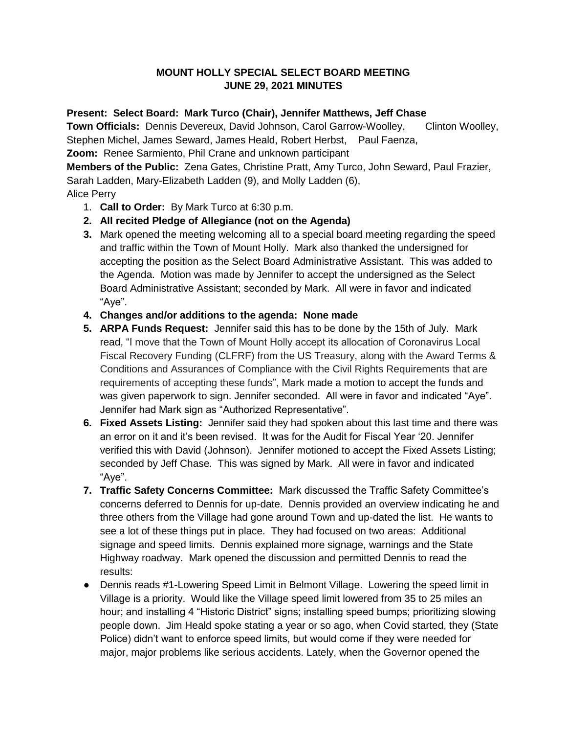# MOUNT HOLLY SPECIAL SELECT BOARD MEETING
## JUNE 29, 2021 MINUTES

**Present: Select Board: Mark Turco (Chair), Jennifer Matthews, Jeff Chase**
**Town Officials:** Dennis Devereux, David Johnson, Carol Garrow-Woolley, Clinton Woolley, Stephen Michel, James Seward, James Heald, Robert Herbst, Paul Faenza,
**Zoom:** Renee Sarmiento, Phil Crane and unknown participant
**Members of the Public:** Zena Gates, Christine Pratt, Amy Turco, John Seward, Paul Frazier, Sarah Ladden, Mary-Elizabeth Ladden (9), and Molly Ladden (6),
Alice Perry

1. **Call to Order:** By Mark Turco at 6:30 p.m.
2. **All recited Pledge of Allegiance (not on the Agenda)**
3. Mark opened the meeting welcoming all to a special board meeting regarding the speed and traffic within the Town of Mount Holly. Mark also thanked the undersigned for accepting the position as the Select Board Administrative Assistant. This was added to the Agenda. Motion was made by Jennifer to accept the undersigned as the Select Board Administrative Assistant; seconded by Mark. All were in favor and indicated "Aye".
4. **Changes and/or additions to the agenda: None made**
5. **ARPA Funds Request:** Jennifer said this has to be done by the 15th of July. Mark read, "I move that the Town of Mount Holly accept its allocation of Coronavirus Local Fiscal Recovery Funding (CLFRF) from the US Treasury, along with the Award Terms & Conditions and Assurances of Compliance with the Civil Rights Requirements that are requirements of accepting these funds", Mark made a motion to accept the funds and was given paperwork to sign. Jennifer seconded. All were in favor and indicated "Aye". Jennifer had Mark sign as "Authorized Representative".
6. **Fixed Assets Listing:** Jennifer said they had spoken about this last time and there was an error on it and it's been revised. It was for the Audit for Fiscal Year '20. Jennifer verified this with David (Johnson). Jennifer motioned to accept the Fixed Assets Listing; seconded by Jeff Chase. This was signed by Mark. All were in favor and indicated "Aye".
7. **Traffic Safety Concerns Committee:** Mark discussed the Traffic Safety Committee's concerns deferred to Dennis for up-date. Dennis provided an overview indicating he and three others from the Village had gone around Town and up-dated the list. He wants to see a lot of these things put in place. They had focused on two areas: Additional signage and speed limits. Dennis explained more signage, warnings and the State Highway roadway. Mark opened the discussion and permitted Dennis to read the results:

- Dennis reads #1-Lowering Speed Limit in Belmont Village. Lowering the speed limit in Village is a priority. Would like the Village speed limit lowered from 35 to 25 miles an hour; and installing 4 "Historic District" signs; installing speed bumps; prioritizing slowing people down. Jim Heald spoke stating a year or so ago, when Covid started, they (State Police) didn't want to enforce speed limits, but would come if they were needed for major, major problems like serious accidents. Lately, when the Governor opened the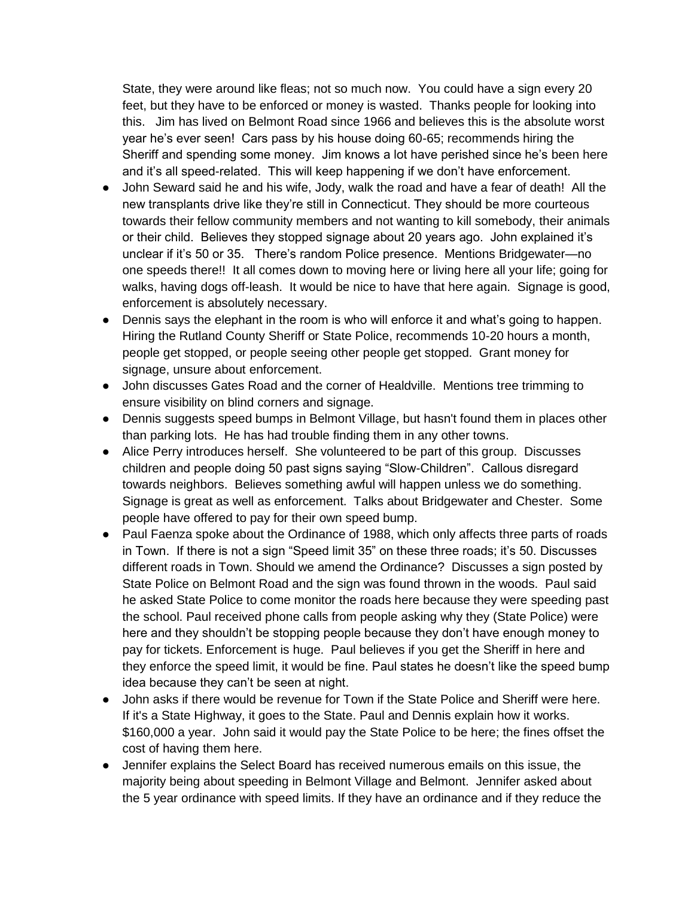State, they were around like fleas; not so much now. You could have a sign every 20 feet, but they have to be enforced or money is wasted. Thanks people for looking into this. Jim has lived on Belmont Road since 1966 and believes this is the absolute worst year he's ever seen! Cars pass by his house doing 60-65; recommends hiring the Sheriff and spending some money. Jim knows a lot have perished since he's been here and it's all speed-related. This will keep happening if we don't have enforcement.

- John Seward said he and his wife, Jody, walk the road and have a fear of death! All the new transplants drive like they're still in Connecticut. They should be more courteous towards their fellow community members and not wanting to kill somebody, their animals or their child. Believes they stopped signage about 20 years ago. John explained it's unclear if it's 50 or 35. There's random Police presence. Mentions Bridgewater—no one speeds there!! It all comes down to moving here or living here all your life; going for walks, having dogs off-leash. It would be nice to have that here again. Signage is good, enforcement is absolutely necessary.
- Dennis says the elephant in the room is who will enforce it and what's going to happen. Hiring the Rutland County Sheriff or State Police, recommends 10-20 hours a month, people get stopped, or people seeing other people get stopped. Grant money for signage, unsure about enforcement.
- John discusses Gates Road and the corner of Healdville. Mentions tree trimming to ensure visibility on blind corners and signage.
- Dennis suggests speed bumps in Belmont Village, but hasn't found them in places other than parking lots. He has had trouble finding them in any other towns.
- Alice Perry introduces herself. She volunteered to be part of this group. Discusses children and people doing 50 past signs saying "Slow-Children". Callous disregard towards neighbors. Believes something awful will happen unless we do something. Signage is great as well as enforcement. Talks about Bridgewater and Chester. Some people have offered to pay for their own speed bump.
- Paul Faenza spoke about the Ordinance of 1988, which only affects three parts of roads in Town. If there is not a sign "Speed limit 35" on these three roads; it's 50. Discusses different roads in Town. Should we amend the Ordinance? Discusses a sign posted by State Police on Belmont Road and the sign was found thrown in the woods. Paul said he asked State Police to come monitor the roads here because they were speeding past the school. Paul received phone calls from people asking why they (State Police) were here and they shouldn't be stopping people because they don't have enough money to pay for tickets. Enforcement is huge. Paul believes if you get the Sheriff in here and they enforce the speed limit, it would be fine. Paul states he doesn't like the speed bump idea because they can't be seen at night.
- John asks if there would be revenue for Town if the State Police and Sheriff were here. If it's a State Highway, it goes to the State. Paul and Dennis explain how it works. $160,000 a year. John said it would pay the State Police to be here; the fines offset the cost of having them here.
- Jennifer explains the Select Board has received numerous emails on this issue, the majority being about speeding in Belmont Village and Belmont. Jennifer asked about the 5 year ordinance with speed limits. If they have an ordinance and if they reduce the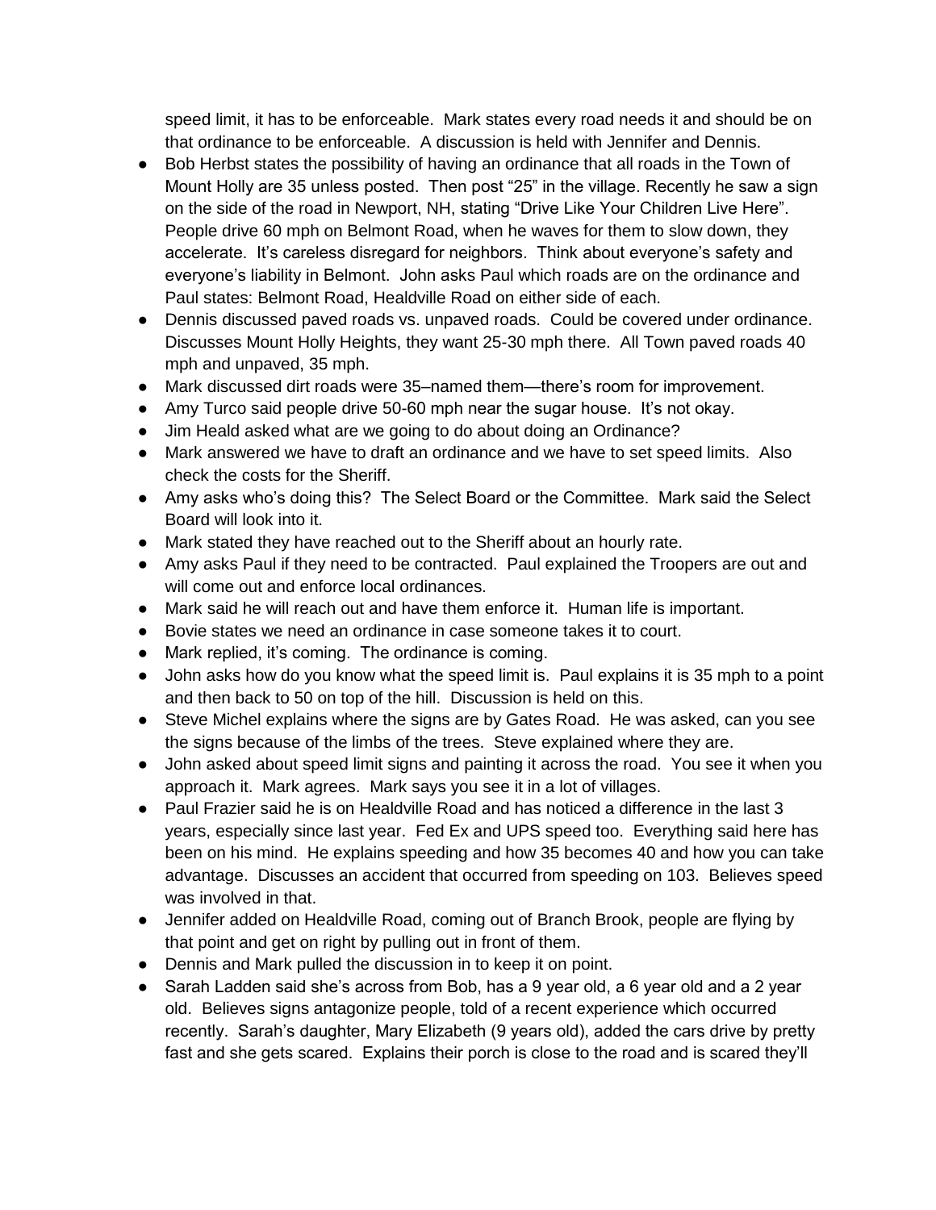speed limit, it has to be enforceable.  Mark states every road needs it and should be on that ordinance to be enforceable.  A discussion is held with Jennifer and Dennis.

- Bob Herbst states the possibility of having an ordinance that all roads in the Town of Mount Holly are 35 unless posted.  Then post "25" in the village. Recently he saw a sign on the side of the road in Newport, NH, stating "Drive Like Your Children Live Here". People drive 60 mph on Belmont Road, when he waves for them to slow down, they accelerate.  It's careless disregard for neighbors.  Think about everyone's safety and everyone's liability in Belmont.  John asks Paul which roads are on the ordinance and Paul states: Belmont Road, Healdville Road on either side of each.
- Dennis discussed paved roads vs. unpaved roads.  Could be covered under ordinance. Discusses Mount Holly Heights, they want 25-30 mph there.  All Town paved roads 40 mph and unpaved, 35 mph.
- Mark discussed dirt roads were 35–named them—there's room for improvement.
- Amy Turco said people drive 50-60 mph near the sugar house.  It's not okay.
- Jim Heald asked what are we going to do about doing an Ordinance?
- Mark answered we have to draft an ordinance and we have to set speed limits.  Also check the costs for the Sheriff.
- Amy asks who's doing this?  The Select Board or the Committee.  Mark said the Select Board will look into it.
- Mark stated they have reached out to the Sheriff about an hourly rate.
- Amy asks Paul if they need to be contracted.  Paul explained the Troopers are out and will come out and enforce local ordinances.
- Mark said he will reach out and have them enforce it.  Human life is important.
- Bovie states we need an ordinance in case someone takes it to court.
- Mark replied, it's coming.  The ordinance is coming.
- John asks how do you know what the speed limit is.  Paul explains it is 35 mph to a point and then back to 50 on top of the hill.  Discussion is held on this.
- Steve Michel explains where the signs are by Gates Road.  He was asked, can you see the signs because of the limbs of the trees.  Steve explained where they are.
- John asked about speed limit signs and painting it across the road.  You see it when you approach it.  Mark agrees.  Mark says you see it in a lot of villages.
- Paul Frazier said he is on Healdville Road and has noticed a difference in the last 3 years, especially since last year.  Fed Ex and UPS speed too.  Everything said here has been on his mind.  He explains speeding and how 35 becomes 40 and how you can take advantage.  Discusses an accident that occurred from speeding on 103.  Believes speed was involved in that.
- Jennifer added on Healdville Road, coming out of Branch Brook, people are flying by that point and get on right by pulling out in front of them.
- Dennis and Mark pulled the discussion in to keep it on point.
- Sarah Ladden said she's across from Bob, has a 9 year old, a 6 year old and a 2 year old.  Believes signs antagonize people, told of a recent experience which occurred recently.  Sarah's daughter, Mary Elizabeth (9 years old), added the cars drive by pretty fast and she gets scared.  Explains their porch is close to the road and is scared they'll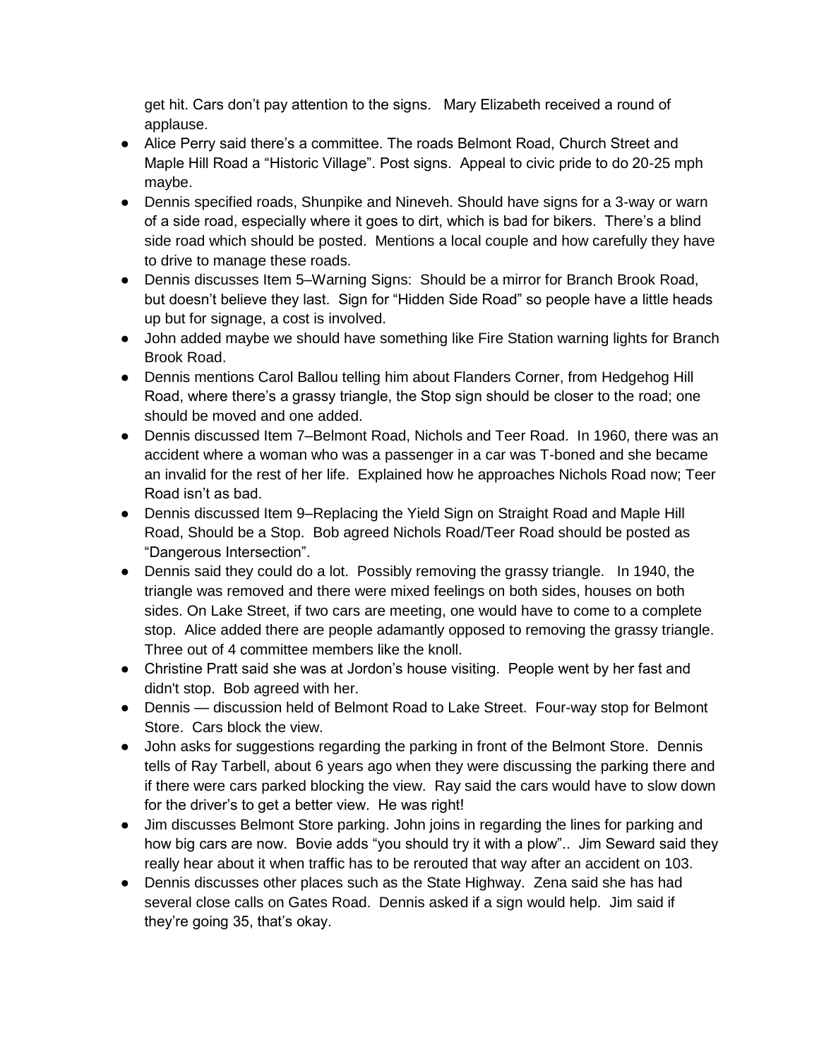get hit. Cars don't pay attention to the signs. Mary Elizabeth received a round of applause.

- Alice Perry said there's a committee. The roads Belmont Road, Church Street and Maple Hill Road a "Historic Village". Post signs. Appeal to civic pride to do 20-25 mph maybe.
- Dennis specified roads, Shunpike and Nineveh. Should have signs for a 3-way or warn of a side road, especially where it goes to dirt, which is bad for bikers. There's a blind side road which should be posted. Mentions a local couple and how carefully they have to drive to manage these roads.
- Dennis discusses Item 5–Warning Signs: Should be a mirror for Branch Brook Road, but doesn't believe they last. Sign for "Hidden Side Road" so people have a little heads up but for signage, a cost is involved.
- John added maybe we should have something like Fire Station warning lights for Branch Brook Road.
- Dennis mentions Carol Ballou telling him about Flanders Corner, from Hedgehog Hill Road, where there's a grassy triangle, the Stop sign should be closer to the road; one should be moved and one added.
- Dennis discussed Item 7–Belmont Road, Nichols and Teer Road. In 1960, there was an accident where a woman who was a passenger in a car was T-boned and she became an invalid for the rest of her life. Explained how he approaches Nichols Road now; Teer Road isn't as bad.
- Dennis discussed Item 9–Replacing the Yield Sign on Straight Road and Maple Hill Road, Should be a Stop. Bob agreed Nichols Road/Teer Road should be posted as "Dangerous Intersection".
- Dennis said they could do a lot. Possibly removing the grassy triangle. In 1940, the triangle was removed and there were mixed feelings on both sides, houses on both sides. On Lake Street, if two cars are meeting, one would have to come to a complete stop. Alice added there are people adamantly opposed to removing the grassy triangle. Three out of 4 committee members like the knoll.
- Christine Pratt said she was at Jordon's house visiting. People went by her fast and didn't stop. Bob agreed with her.
- Dennis — discussion held of Belmont Road to Lake Street. Four-way stop for Belmont Store. Cars block the view.
- John asks for suggestions regarding the parking in front of the Belmont Store. Dennis tells of Ray Tarbell, about 6 years ago when they were discussing the parking there and if there were cars parked blocking the view. Ray said the cars would have to slow down for the driver's to get a better view. He was right!
- Jim discusses Belmont Store parking. John joins in regarding the lines for parking and how big cars are now. Bovie adds "you should try it with a plow".. Jim Seward said they really hear about it when traffic has to be rerouted that way after an accident on 103.
- Dennis discusses other places such as the State Highway. Zena said she has had several close calls on Gates Road. Dennis asked if a sign would help. Jim said if they're going 35, that's okay.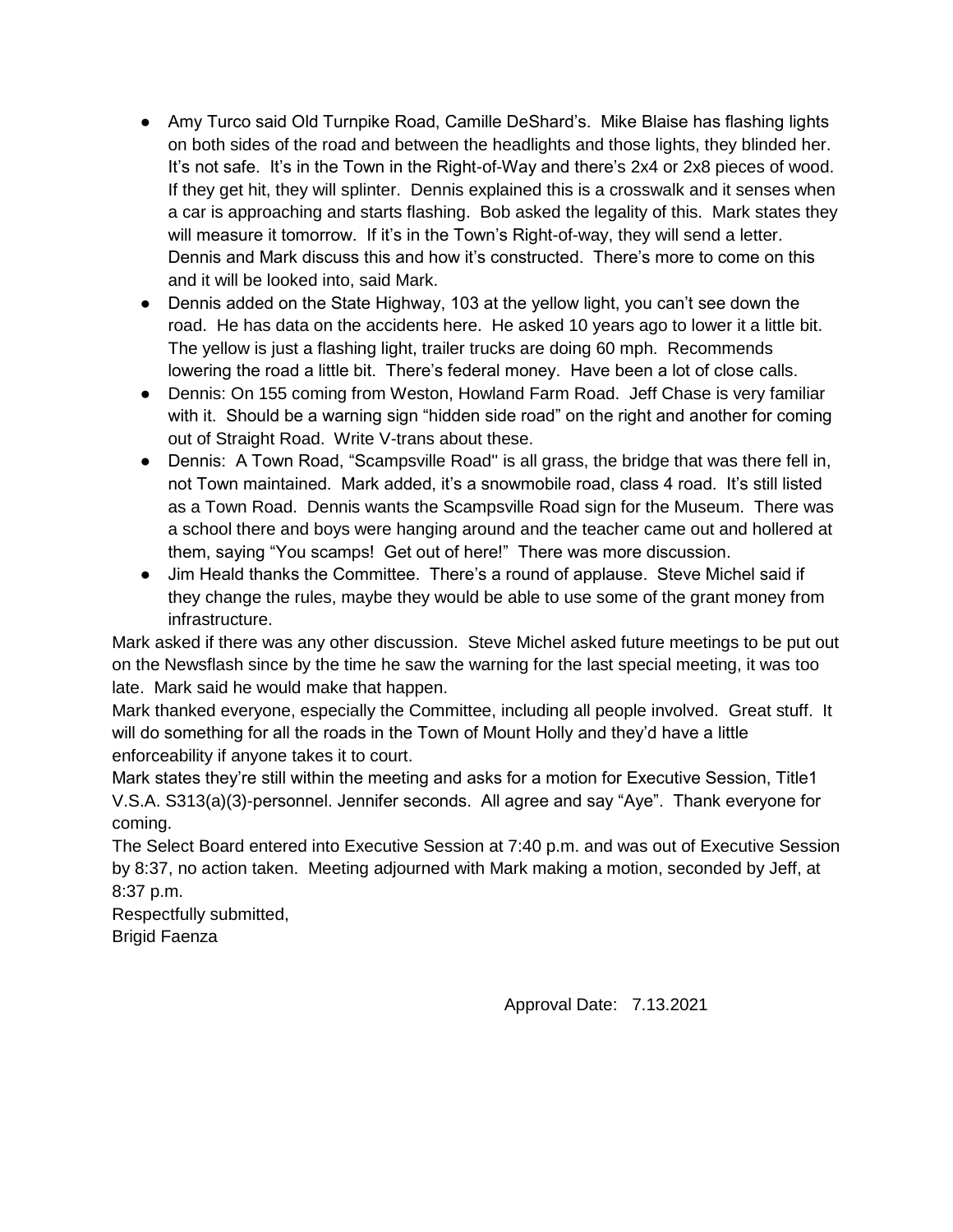- Amy Turco said Old Turnpike Road, Camille DeShard's. Mike Blaise has flashing lights on both sides of the road and between the headlights and those lights, they blinded her. It's not safe. It's in the Town in the Right-of-Way and there's 2x4 or 2x8 pieces of wood. If they get hit, they will splinter. Dennis explained this is a crosswalk and it senses when a car is approaching and starts flashing. Bob asked the legality of this. Mark states they will measure it tomorrow. If it's in the Town's Right-of-way, they will send a letter. Dennis and Mark discuss this and how it's constructed. There's more to come on this and it will be looked into, said Mark.
- Dennis added on the State Highway, 103 at the yellow light, you can't see down the road. He has data on the accidents here. He asked 10 years ago to lower it a little bit. The yellow is just a flashing light, trailer trucks are doing 60 mph. Recommends lowering the road a little bit. There's federal money. Have been a lot of close calls.
- Dennis: On 155 coming from Weston, Howland Farm Road. Jeff Chase is very familiar with it. Should be a warning sign "hidden side road" on the right and another for coming out of Straight Road. Write V-trans about these.
- Dennis: A Town Road, "Scampsville Road" is all grass, the bridge that was there fell in, not Town maintained. Mark added, it's a snowmobile road, class 4 road. It's still listed as a Town Road. Dennis wants the Scampsville Road sign for the Museum. There was a school there and boys were hanging around and the teacher came out and hollered at them, saying "You scamps! Get out of here!" There was more discussion.
- Jim Heald thanks the Committee. There's a round of applause. Steve Michel said if they change the rules, maybe they would be able to use some of the grant money from infrastructure.

Mark asked if there was any other discussion. Steve Michel asked future meetings to be put out on the Newsflash since by the time he saw the warning for the last special meeting, it was too late. Mark said he would make that happen.

Mark thanked everyone, especially the Committee, including all people involved. Great stuff. It will do something for all the roads in the Town of Mount Holly and they'd have a little enforceability if anyone takes it to court.

Mark states they're still within the meeting and asks for a motion for Executive Session, Title1 V.S.A. S313(a)(3)-personnel. Jennifer seconds. All agree and say "Aye". Thank everyone for coming.

The Select Board entered into Executive Session at 7:40 p.m. and was out of Executive Session by 8:37, no action taken. Meeting adjourned with Mark making a motion, seconded by Jeff, at 8:37 p.m.

Respectfully submitted,
Brigid Faenza

Approval Date: 7.13.2021